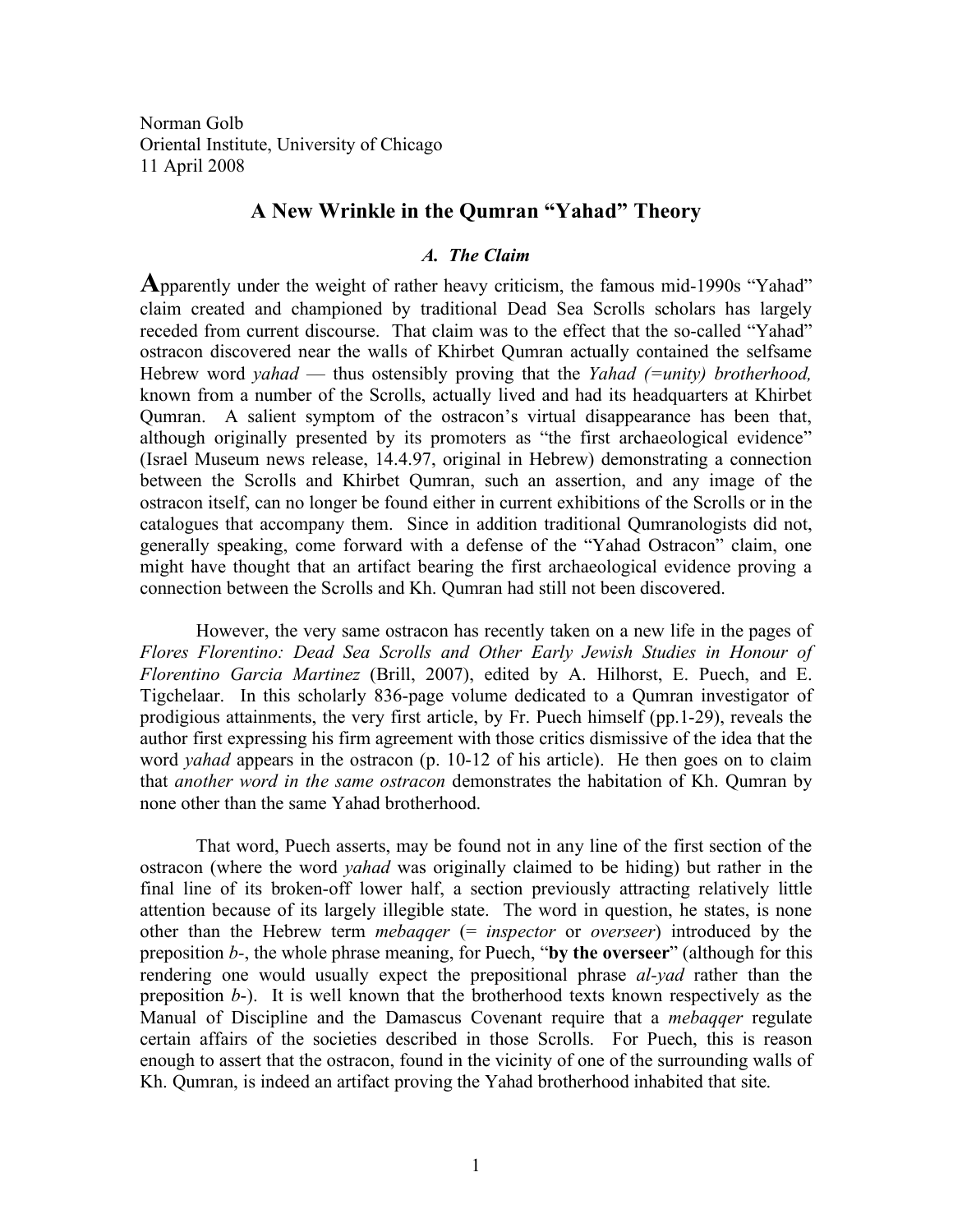Norman Golb
Oriental Institute, University of Chicago
11 April 2008

# A New Wrinkle in the Qumran "Yahad" Theory

## *A. The Claim*

**A**pparently under the weight of rather heavy criticism, the famous mid-1990s "Yahad" claim created and championed by traditional Dead Sea Scrolls scholars has largely receded from current discourse. That claim was to the effect that the so-called "Yahad" ostracon discovered near the walls of Khirbet Qumran actually contained the selfsame Hebrew word *yahad* — thus ostensibly proving that the *Yahad (=unity) brotherhood,* known from a number of the Scrolls, actually lived and had its headquarters at Khirbet Qumran. A salient symptom of the ostracon's virtual disappearance has been that, although originally presented by its promoters as "the first archaeological evidence" (Israel Museum news release, 14.4.97, original in Hebrew) demonstrating a connection between the Scrolls and Khirbet Qumran, such an assertion, and any image of the ostracon itself, can no longer be found either in current exhibitions of the Scrolls or in the catalogues that accompany them. Since in addition traditional Qumranologists did not, generally speaking, come forward with a defense of the "Yahad Ostracon" claim, one might have thought that an artifact bearing the first archaeological evidence proving a connection between the Scrolls and Kh. Qumran had still not been discovered.

However, the very same ostracon has recently taken on a new life in the pages of *Flores Florentino: Dead Sea Scrolls and Other Early Jewish Studies in Honour of Florentino Garcia Martinez* (Brill, 2007), edited by A. Hilhorst, E. Puech, and E. Tigchelaar. In this scholarly 836-page volume dedicated to a Qumran investigator of prodigious attainments, the very first article, by Fr. Puech himself (pp.1-29), reveals the author first expressing his firm agreement with those critics dismissive of the idea that the word *yahad* appears in the ostracon (p. 10-12 of his article). He then goes on to claim that *another word in the same ostracon* demonstrates the habitation of Kh. Qumran by none other than the same Yahad brotherhood.

That word, Puech asserts, may be found not in any line of the first section of the ostracon (where the word *yahad* was originally claimed to be hiding) but rather in the final line of its broken-off lower half, a section previously attracting relatively little attention because of its largely illegible state. The word in question, he states, is none other than the Hebrew term *mebaqqer* (= *inspector* or *overseer*) introduced by the preposition *b-*, the whole phrase meaning, for Puech, "**by the overseer**" (although for this rendering one would usually expect the prepositional phrase *al-yad* rather than the preposition *b-*). It is well known that the brotherhood texts known respectively as the Manual of Discipline and the Damascus Covenant require that a *mebaqqer* regulate certain affairs of the societies described in those Scrolls. For Puech, this is reason enough to assert that the ostracon, found in the vicinity of one of the surrounding walls of Kh. Qumran, is indeed an artifact proving the Yahad brotherhood inhabited that site.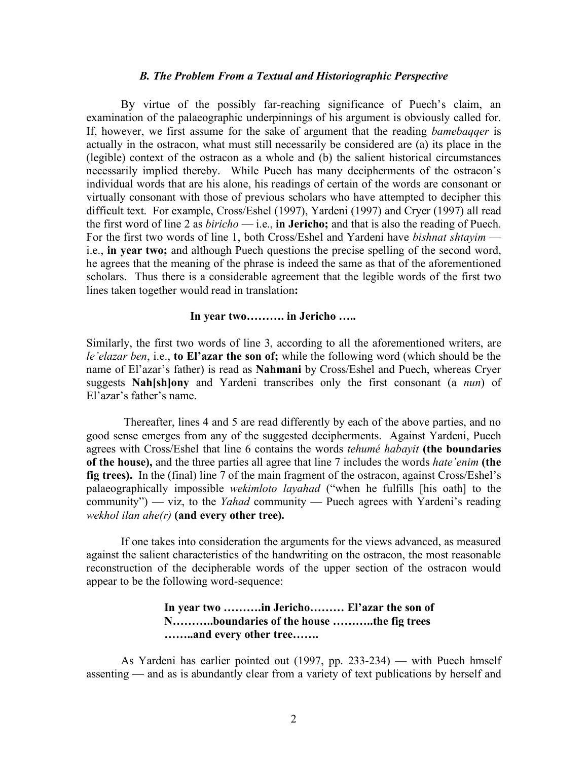### *B. The Problem From a Textual and Historiographic Perspective*

By virtue of the possibly far-reaching significance of Puech's claim, an examination of the palaeographic underpinnings of his argument is obviously called for. If, however, we first assume for the sake of argument that the reading *bamebaqqer* is actually in the ostracon, what must still necessarily be considered are (a) its place in the (legible) context of the ostracon as a whole and (b) the salient historical circumstances necessarily implied thereby. While Puech has many decipherments of the ostracon's individual words that are his alone, his readings of certain of the words are consonant or virtually consonant with those of previous scholars who have attempted to decipher this difficult text. For example, Cross/Eshel (1997), Yardeni (1997) and Cryer (1997) all read the first word of line 2 as *biricho* — i.e., **in Jericho;** and that is also the reading of Puech. For the first two words of line 1, both Cross/Eshel and Yardeni have *bishnat shtayim* — i.e., **in year two;** and although Puech questions the precise spelling of the second word, he agrees that the meaning of the phrase is indeed the same as that of the aforementioned scholars. Thus there is a considerable agreement that the legible words of the first two lines taken together would read in translation**:**

**In year two………. in Jericho …..**

Similarly, the first two words of line 3, according to all the aforementioned writers, are *le'elazar ben*, i.e., **to El'azar the son of;** while the following word (which should be the name of El'azar's father) is read as **Nahmani** by Cross/Eshel and Puech, whereas Cryer suggests **Nah[sh]ony** and Yardeni transcribes only the first consonant (a *nun*) of El'azar's father's name.

Thereafter, lines 4 and 5 are read differently by each of the above parties, and no good sense emerges from any of the suggested decipherments. Against Yardeni, Puech agrees with Cross/Eshel that line 6 contains the words *tehumé habayit* **(the boundaries of the house),** and the three parties all agree that line 7 includes the words *hate'enim* **(the fig trees).** In the (final) line 7 of the main fragment of the ostracon, against Cross/Eshel's palaeographically impossible *wekimloto layahad* ("when he fulfills [his oath] to the community") — viz, to the *Yahad* community — Puech agrees with Yardeni's reading *wekhol ilan ahe(r)* **(and every other tree).**

If one takes into consideration the arguments for the views advanced, as measured against the salient characteristics of the handwriting on the ostracon, the most reasonable reconstruction of the decipherable words of the upper section of the ostracon would appear to be the following word-sequence:

**In year two ……….in Jericho……… El'azar the son of**
**N………..boundaries of the house ………..the fig trees**
**……..and every other tree…….**

As Yardeni has earlier pointed out (1997, pp. 233-234) — with Puech hmself assenting — and as is abundantly clear from a variety of text publications by herself and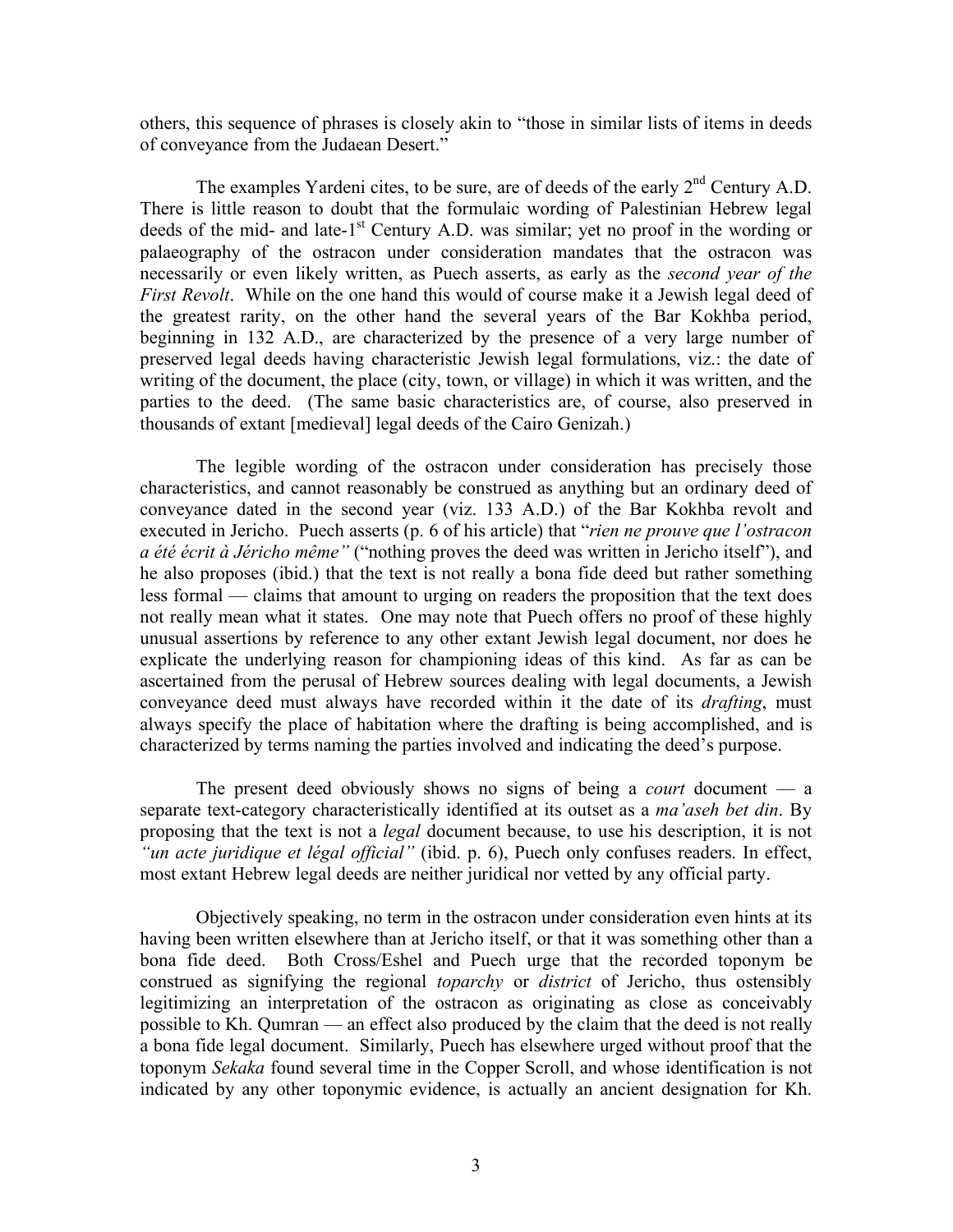others, this sequence of phrases is closely akin to "those in similar lists of items in deeds of conveyance from the Judaean Desert."

The examples Yardeni cites, to be sure, are of deeds of the early 2nd Century A.D. There is little reason to doubt that the formulaic wording of Palestinian Hebrew legal deeds of the mid- and late-1st Century A.D. was similar; yet no proof in the wording or palaeography of the ostracon under consideration mandates that the ostracon was necessarily or even likely written, as Puech asserts, as early as the *second year of the First Revolt*. While on the one hand this would of course make it a Jewish legal deed of the greatest rarity, on the other hand the several years of the Bar Kokhba period, beginning in 132 A.D., are characterized by the presence of a very large number of preserved legal deeds having characteristic Jewish legal formulations, viz.: the date of writing of the document, the place (city, town, or village) in which it was written, and the parties to the deed. (The same basic characteristics are, of course, also preserved in thousands of extant [medieval] legal deeds of the Cairo Genizah.)

The legible wording of the ostracon under consideration has precisely those characteristics, and cannot reasonably be construed as anything but an ordinary deed of conveyance dated in the second year (viz. 133 A.D.) of the Bar Kokhba revolt and executed in Jericho. Puech asserts (p. 6 of his article) that "*rien ne prouve que l'ostracon a été écrit à Jéricho même*" ("nothing proves the deed was written in Jericho itself"), and he also proposes (ibid.) that the text is not really a bona fide deed but rather something less formal — claims that amount to urging on readers the proposition that the text does not really mean what it states. One may note that Puech offers no proof of these highly unusual assertions by reference to any other extant Jewish legal document, nor does he explicate the underlying reason for championing ideas of this kind. As far as can be ascertained from the perusal of Hebrew sources dealing with legal documents, a Jewish conveyance deed must always have recorded within it the date of its *drafting*, must always specify the place of habitation where the drafting is being accomplished, and is characterized by terms naming the parties involved and indicating the deed's purpose.

The present deed obviously shows no signs of being a *court* document — a separate text-category characteristically identified at its outset as a *ma'aseh bet din*. By proposing that the text is not a *legal* document because, to use his description, it is not *"un acte juridique et légal official"* (ibid. p. 6), Puech only confuses readers. In effect, most extant Hebrew legal deeds are neither juridical nor vetted by any official party.

Objectively speaking, no term in the ostracon under consideration even hints at its having been written elsewhere than at Jericho itself, or that it was something other than a bona fide deed. Both Cross/Eshel and Puech urge that the recorded toponym be construed as signifying the regional *toparchy* or *district* of Jericho, thus ostensibly legitimizing an interpretation of the ostracon as originating as close as conceivably possible to Kh. Qumran — an effect also produced by the claim that the deed is not really a bona fide legal document. Similarly, Puech has elsewhere urged without proof that the toponym *Sekaka* found several time in the Copper Scroll, and whose identification is not indicated by any other toponymic evidence, is actually an ancient designation for Kh.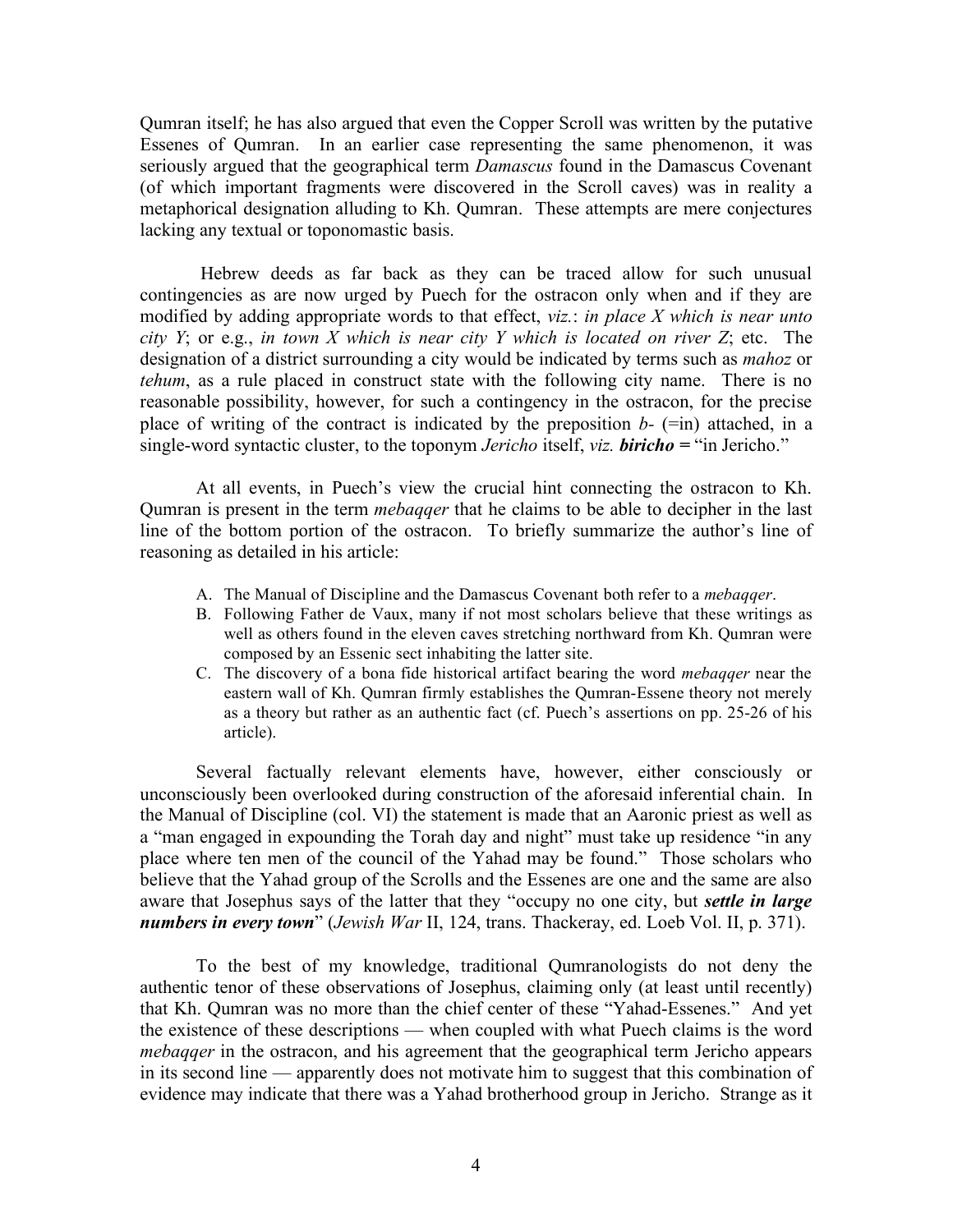Qumran itself; he has also argued that even the Copper Scroll was written by the putative Essenes of Qumran. In an earlier case representing the same phenomenon, it was seriously argued that the geographical term *Damascus* found in the Damascus Covenant (of which important fragments were discovered in the Scroll caves) was in reality a metaphorical designation alluding to Kh. Qumran. These attempts are mere conjectures lacking any textual or toponomastic basis.

Hebrew deeds as far back as they can be traced allow for such unusual contingencies as are now urged by Puech for the ostracon only when and if they are modified by adding appropriate words to that effect, *viz.*: *in place X which is near unto city Y*; or e.g., *in town X which is near city Y which is located on river Z*; etc. The designation of a district surrounding a city would be indicated by terms such as *mahoz* or *tehum*, as a rule placed in construct state with the following city name. There is no reasonable possibility, however, for such a contingency in the ostracon, for the precise place of writing of the contract is indicated by the preposition *b-* (=in) attached, in a single-word syntactic cluster, to the toponym *Jericho* itself, *viz.* ***biricho*** = "in Jericho."

At all events, in Puech's view the crucial hint connecting the ostracon to Kh. Qumran is present in the term *mebaqqer* that he claims to be able to decipher in the last line of the bottom portion of the ostracon. To briefly summarize the author's line of reasoning as detailed in his article:

A. The Manual of Discipline and the Damascus Covenant both refer to a *mebaqqer*.
B. Following Father de Vaux, many if not most scholars believe that these writings as well as others found in the eleven caves stretching northward from Kh. Qumran were composed by an Essenic sect inhabiting the latter site.
C. The discovery of a bona fide historical artifact bearing the word *mebaqqer* near the eastern wall of Kh. Qumran firmly establishes the Qumran-Essene theory not merely as a theory but rather as an authentic fact (cf. Puech's assertions on pp. 25-26 of his article).

Several factually relevant elements have, however, either consciously or unconsciously been overlooked during construction of the aforesaid inferential chain. In the Manual of Discipline (col. VI) the statement is made that an Aaronic priest as well as a "man engaged in expounding the Torah day and night" must take up residence "in any place where ten men of the council of the Yahad may be found." Those scholars who believe that the Yahad group of the Scrolls and the Essenes are one and the same are also aware that Josephus says of the latter that they "occupy no one city, but ***settle in large numbers in every town***" (*Jewish War* II, 124, trans. Thackeray, ed. Loeb Vol. II, p. 371).

To the best of my knowledge, traditional Qumranologists do not deny the authentic tenor of these observations of Josephus, claiming only (at least until recently) that Kh. Qumran was no more than the chief center of these "Yahad-Essenes." And yet the existence of these descriptions — when coupled with what Puech claims is the word *mebaqqer* in the ostracon, and his agreement that the geographical term Jericho appears in its second line — apparently does not motivate him to suggest that this combination of evidence may indicate that there was a Yahad brotherhood group in Jericho. Strange as it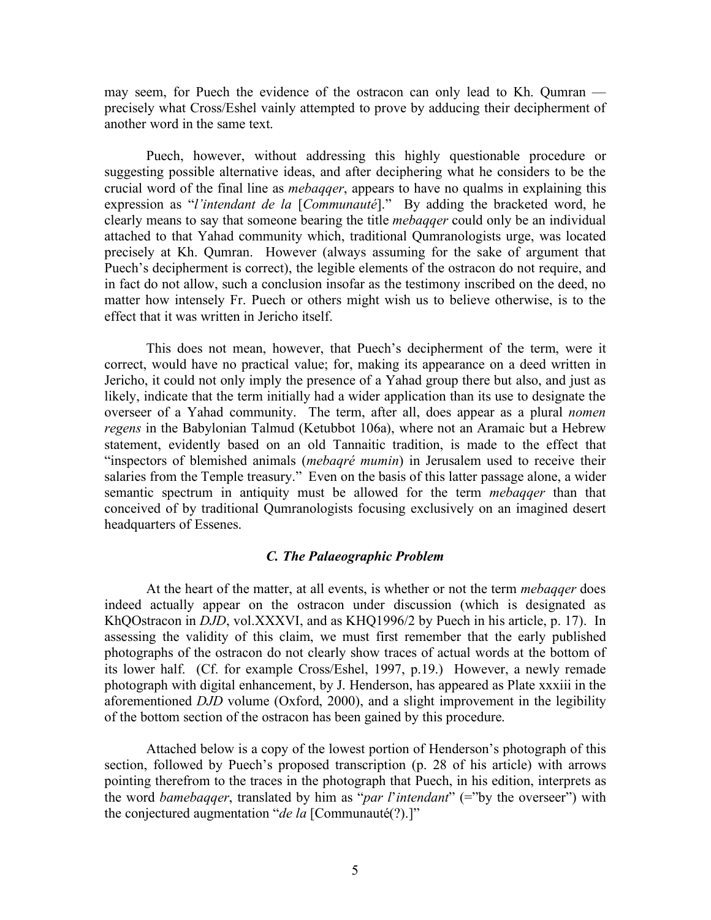may seem, for Puech the evidence of the ostracon can only lead to Kh. Qumran — precisely what Cross/Eshel vainly attempted to prove by adducing their decipherment of another word in the same text.

Puech, however, without addressing this highly questionable procedure or suggesting possible alternative ideas, and after deciphering what he considers to be the crucial word of the final line as *mebaqqer*, appears to have no qualms in explaining this expression as "*l'intendant de la* [*Communauté*]." By adding the bracketed word, he clearly means to say that someone bearing the title *mebaqqer* could only be an individual attached to that Yahad community which, traditional Qumranologists urge, was located precisely at Kh. Qumran. However (always assuming for the sake of argument that Puech's decipherment is correct), the legible elements of the ostracon do not require, and in fact do not allow, such a conclusion insofar as the testimony inscribed on the deed, no matter how intensely Fr. Puech or others might wish us to believe otherwise, is to the effect that it was written in Jericho itself.

This does not mean, however, that Puech's decipherment of the term, were it correct, would have no practical value; for, making its appearance on a deed written in Jericho, it could not only imply the presence of a Yahad group there but also, and just as likely, indicate that the term initially had a wider application than its use to designate the overseer of a Yahad community. The term, after all, does appear as a plural *nomen regens* in the Babylonian Talmud (Ketubbot 106a), where not an Aramaic but a Hebrew statement, evidently based on an old Tannaitic tradition, is made to the effect that "inspectors of blemished animals (*mebaqré mumin*) in Jerusalem used to receive their salaries from the Temple treasury." Even on the basis of this latter passage alone, a wider semantic spectrum in antiquity must be allowed for the term *mebaqqer* than that conceived of by traditional Qumranologists focusing exclusively on an imagined desert headquarters of Essenes.

### *C. The Palaeographic Problem*

At the heart of the matter, at all events, is whether or not the term *mebaqqer* does indeed actually appear on the ostracon under discussion (which is designated as KhQOstracon in *DJD*, vol.XXXVI, and as KHQ1996/2 by Puech in his article, p. 17). In assessing the validity of this claim, we must first remember that the early published photographs of the ostracon do not clearly show traces of actual words at the bottom of its lower half. (Cf. for example Cross/Eshel, 1997, p.19.) However, a newly remade photograph with digital enhancement, by J. Henderson, has appeared as Plate xxxiii in the aforementioned *DJD* volume (Oxford, 2000), and a slight improvement in the legibility of the bottom section of the ostracon has been gained by this procedure.

Attached below is a copy of the lowest portion of Henderson's photograph of this section, followed by Puech's proposed transcription (p. 28 of his article) with arrows pointing therefrom to the traces in the photograph that Puech, in his edition, interprets as the word *bamebaqqer*, translated by him as "*par l'intendant*" (="by the overseer") with the conjectured augmentation "*de la* [Communauté(?).]"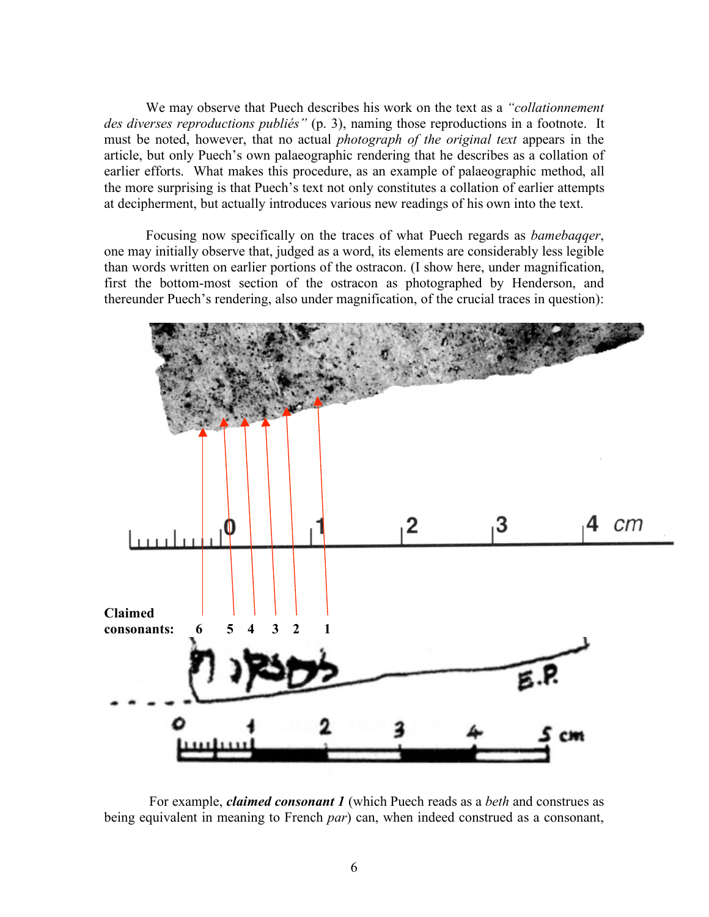We may observe that Puech describes his work on the text as a *"collationnement des diverses reproductions publiés"* (p. 3), naming those reproductions in a footnote. It must be noted, however, that no actual *photograph of the original text* appears in the article, but only Puech's own palaeographic rendering that he describes as a collation of earlier efforts. What makes this procedure, as an example of palaeographic method, all the more surprising is that Puech's text not only constitutes a collation of earlier attempts at decipherment, but actually introduces various new readings of his own into the text.

Focusing now specifically on the traces of what Puech regards as *bamebaqqer*, one may initially observe that, judged as a word, its elements are considerably less legible than words written on earlier portions of the ostracon. (I show here, under magnification, first the bottom-most section of the ostracon as photographed by Henderson, and thereunder Puech's rendering, also under magnification, of the crucial traces in question):

**Claimed consonants:** 6 5 4 3 2 1

For example, ***claimed consonant 1*** (which Puech reads as a *beth* and construes as being equivalent in meaning to French *par*) can, when indeed construed as a consonant,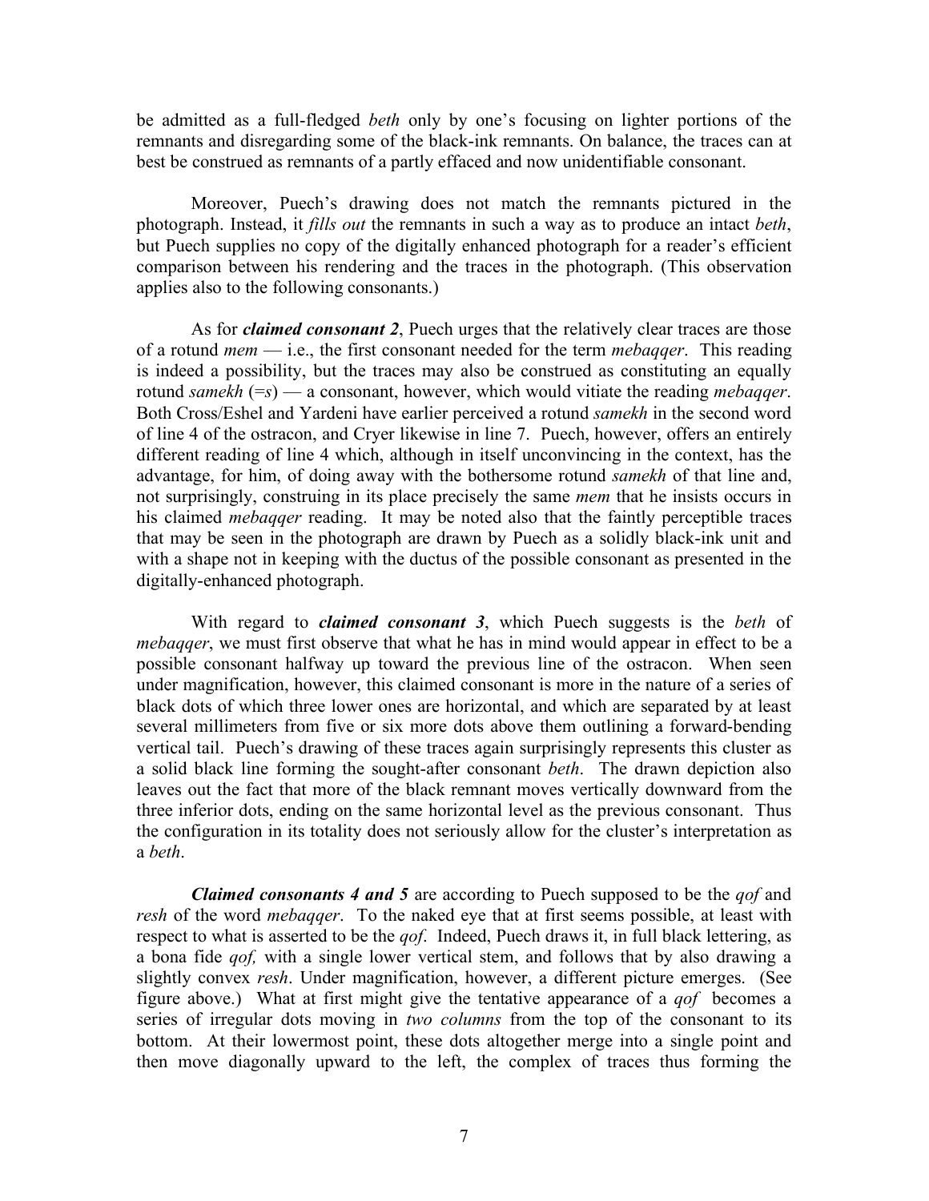be admitted as a full-fledged *beth* only by one's focusing on lighter portions of the remnants and disregarding some of the black-ink remnants. On balance, the traces can at best be construed as remnants of a partly effaced and now unidentifiable consonant.

Moreover, Puech's drawing does not match the remnants pictured in the photograph. Instead, it *fills out* the remnants in such a way as to produce an intact *beth*, but Puech supplies no copy of the digitally enhanced photograph for a reader's efficient comparison between his rendering and the traces in the photograph. (This observation applies also to the following consonants.)

As for ***claimed consonant 2***, Puech urges that the relatively clear traces are those of a rotund *mem* — i.e., the first consonant needed for the term *mebaqqer*. This reading is indeed a possibility, but the traces may also be construed as constituting an equally rotund *samekh* (=*s*) — a consonant, however, which would vitiate the reading *mebaqqer*. Both Cross/Eshel and Yardeni have earlier perceived a rotund *samekh* in the second word of line 4 of the ostracon, and Cryer likewise in line 7. Puech, however, offers an entirely different reading of line 4 which, although in itself unconvincing in the context, has the advantage, for him, of doing away with the bothersome rotund *samekh* of that line and, not surprisingly, construing in its place precisely the same *mem* that he insists occurs in his claimed *mebaqqer* reading. It may be noted also that the faintly perceptible traces that may be seen in the photograph are drawn by Puech as a solidly black-ink unit and with a shape not in keeping with the ductus of the possible consonant as presented in the digitally-enhanced photograph.

With regard to ***claimed consonant 3***, which Puech suggests is the *beth* of *mebaqqer*, we must first observe that what he has in mind would appear in effect to be a possible consonant halfway up toward the previous line of the ostracon. When seen under magnification, however, this claimed consonant is more in the nature of a series of black dots of which three lower ones are horizontal, and which are separated by at least several millimeters from five or six more dots above them outlining a forward-bending vertical tail. Puech's drawing of these traces again surprisingly represents this cluster as a solid black line forming the sought-after consonant *beth*. The drawn depiction also leaves out the fact that more of the black remnant moves vertically downward from the three inferior dots, ending on the same horizontal level as the previous consonant. Thus the configuration in its totality does not seriously allow for the cluster's interpretation as a *beth*.

***Claimed consonants 4 and 5*** are according to Puech supposed to be the *qof* and *resh* of the word *mebaqqer*. To the naked eye that at first seems possible, at least with respect to what is asserted to be the *qof*. Indeed, Puech draws it, in full black lettering, as a bona fide *qof,* with a single lower vertical stem, and follows that by also drawing a slightly convex *resh*. Under magnification, however, a different picture emerges. (See figure above.) What at first might give the tentative appearance of a *qof* becomes a series of irregular dots moving in *two columns* from the top of the consonant to its bottom. At their lowermost point, these dots altogether merge into a single point and then move diagonally upward to the left, the complex of traces thus forming the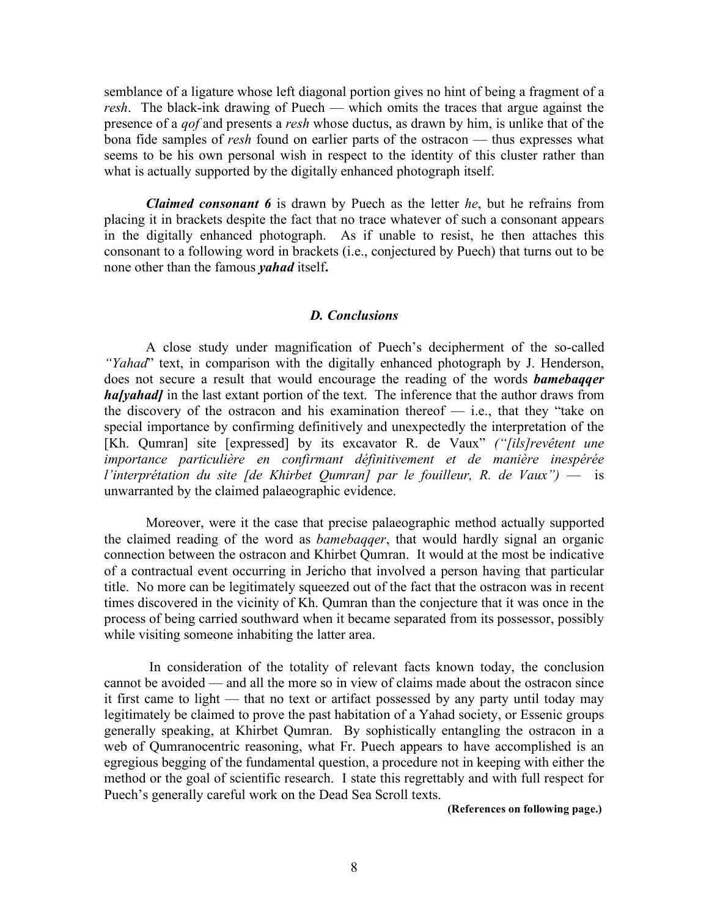semblance of a ligature whose left diagonal portion gives no hint of being a fragment of a *resh*. The black-ink drawing of Puech — which omits the traces that argue against the presence of a *qof* and presents a *resh* whose ductus, as drawn by him, is unlike that of the bona fide samples of *resh* found on earlier parts of the ostracon — thus expresses what seems to be his own personal wish in respect to the identity of this cluster rather than what is actually supported by the digitally enhanced photograph itself.

***Claimed consonant 6*** is drawn by Puech as the letter *he*, but he refrains from placing it in brackets despite the fact that no trace whatever of such a consonant appears in the digitally enhanced photograph. As if unable to resist, he then attaches this consonant to a following word in brackets (i.e., conjectured by Puech) that turns out to be none other than the famous ***yahad*** itself**.**

### *D. Conclusions*

A close study under magnification of Puech's decipherment of the so-called *"Yahad*" text, in comparison with the digitally enhanced photograph by J. Henderson, does not secure a result that would encourage the reading of the words ***bamebaqqer ha[yahad]*** in the last extant portion of the text. The inference that the author draws from the discovery of the ostracon and his examination thereof — i.e., that they "take on special importance by confirming definitively and unexpectedly the interpretation of the [Kh. Qumran] site [expressed] by its excavator R. de Vaux" *("[ils]revêtent une importance particulière en confirmant définitivement et de manière inespérée l'interprétation du site [de Khirbet Qumran] par le fouilleur, R. de Vaux")* — is unwarranted by the claimed palaeographic evidence.

Moreover, were it the case that precise palaeographic method actually supported the claimed reading of the word as *bamebaqqer*, that would hardly signal an organic connection between the ostracon and Khirbet Qumran. It would at the most be indicative of a contractual event occurring in Jericho that involved a person having that particular title. No more can be legitimately squeezed out of the fact that the ostracon was in recent times discovered in the vicinity of Kh. Qumran than the conjecture that it was once in the process of being carried southward when it became separated from its possessor, possibly while visiting someone inhabiting the latter area.

In consideration of the totality of relevant facts known today, the conclusion cannot be avoided — and all the more so in view of claims made about the ostracon since it first came to light — that no text or artifact possessed by any party until today may legitimately be claimed to prove the past habitation of a Yahad society, or Essenic groups generally speaking, at Khirbet Qumran. By sophistically entangling the ostracon in a web of Qumranocentric reasoning, what Fr. Puech appears to have accomplished is an egregious begging of the fundamental question, a procedure not in keeping with either the method or the goal of scientific research. I state this regrettably and with full respect for Puech's generally careful work on the Dead Sea Scroll texts.

**(References on following page.)**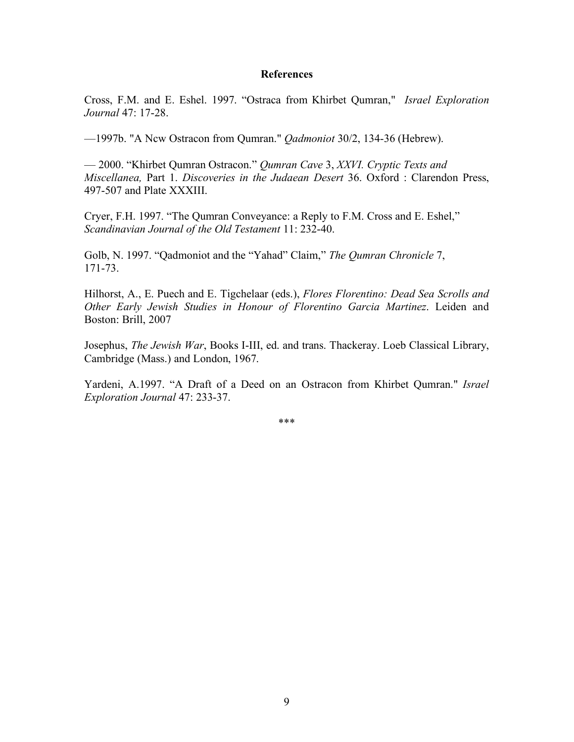## References

Cross, F.M. and E. Eshel. 1997. "Ostraca from Khirbet Qumran," *Israel Exploration Journal* 47: 17-28.

—1997b. "A Ncw Ostracon from Qumran." *Qadmoniot* 30/2, 134-36 (Hebrew).

— 2000. "Khirbet Qumran Ostracon." *Qumran Cave* 3, *XXVI. Cryptic Texts and Miscellanea,* Part 1. *Discoveries in the Judaean Desert* 36. Oxford : Clarendon Press, 497-507 and Plate XXXIII.

Cryer, F.H. 1997. "The Qumran Conveyance: a Reply to F.M. Cross and E. Eshel," *Scandinavian Journal of the Old Testament* 11: 232-40.

Golb, N. 1997. "Qadmoniot and the "Yahad" Claim," *The Qumran Chronicle* 7, 171-73.

Hilhorst, A., E. Puech and E. Tigchelaar (eds.), *Flores Florentino: Dead Sea Scrolls and Other Early Jewish Studies in Honour of Florentino Garcia Martinez*. Leiden and Boston: Brill, 2007

Josephus, *The Jewish War*, Books I-III, ed. and trans. Thackeray. Loeb Classical Library, Cambridge (Mass.) and London, 1967.

Yardeni, A.1997. "A Draft of a Deed on an Ostracon from Khirbet Qumran." *Israel Exploration Journal* 47: 233-37.

***